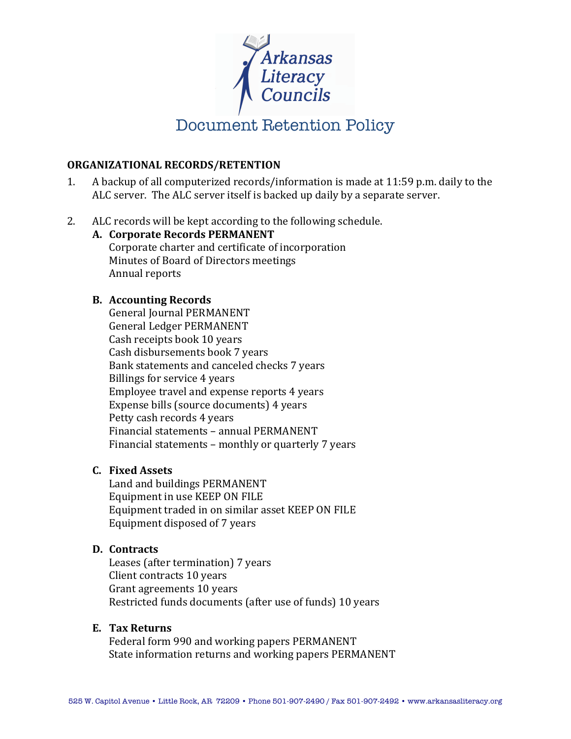Arkansas Literacy Councils

# Document Retention Policy

## ORGANIZATIONAL RECORDS/RETENTION

1. A backup of all computerized records/information is made at 11:59 p.m. daily to the ALC server. The ALC server itself is backed up daily by a separate server.

2. ALC records will be kept according to the following schedule.

   **A. Corporate Records PERMANENT**
   Corporate charter and certificate of incorporation
   Minutes of Board of Directors meetings
   Annual reports

   **B. Accounting Records**
   General Journal PERMANENT
   General Ledger PERMANENT
   Cash receipts book 10 years
   Cash disbursements book 7 years
   Bank statements and canceled checks 7 years
   Billings for service 4 years
   Employee travel and expense reports 4 years
   Expense bills (source documents) 4 years
   Petty cash records 4 years
   Financial statements – annual PERMANENT
   Financial statements – monthly or quarterly 7 years

   **C. Fixed Assets**
   Land and buildings PERMANENT
   Equipment in use KEEP ON FILE
   Equipment traded in on similar asset KEEP ON FILE
   Equipment disposed of 7 years

   **D. Contracts**
   Leases (after termination) 7 years
   Client contracts 10 years
   Grant agreements 10 years
   Restricted funds documents (after use of funds) 10 years

   **E. Tax Returns**
   Federal form 990 and working papers PERMANENT
   State information returns and working papers PERMANENT

525 W. Capitol Avenue • Little Rock, AR 72209 • Phone 501-907-2490 / Fax 501-907-2492 • www.arkansasliteracy.org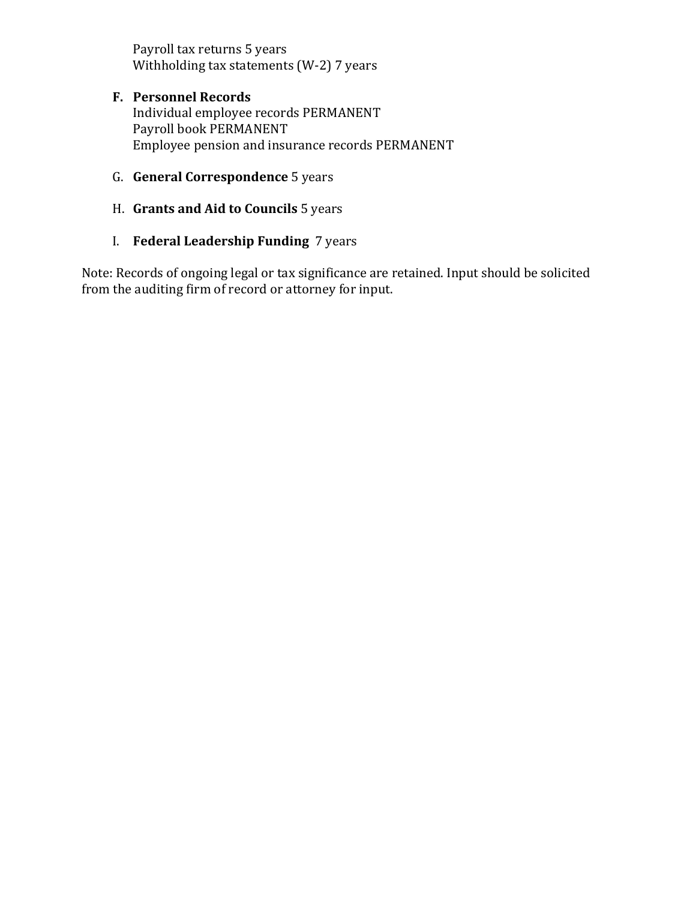Payroll tax returns 5 years
Withholding tax statements (W-2) 7 years

F. **Personnel Records**
Individual employee records PERMANENT
Payroll book PERMANENT
Employee pension and insurance records PERMANENT

G. **General Correspondence** 5 years

H. **Grants and Aid to Councils** 5 years

I. **Federal Leadership Funding** 7 years

Note: Records of ongoing legal or tax significance are retained. Input should be solicited from the auditing firm of record or attorney for input.